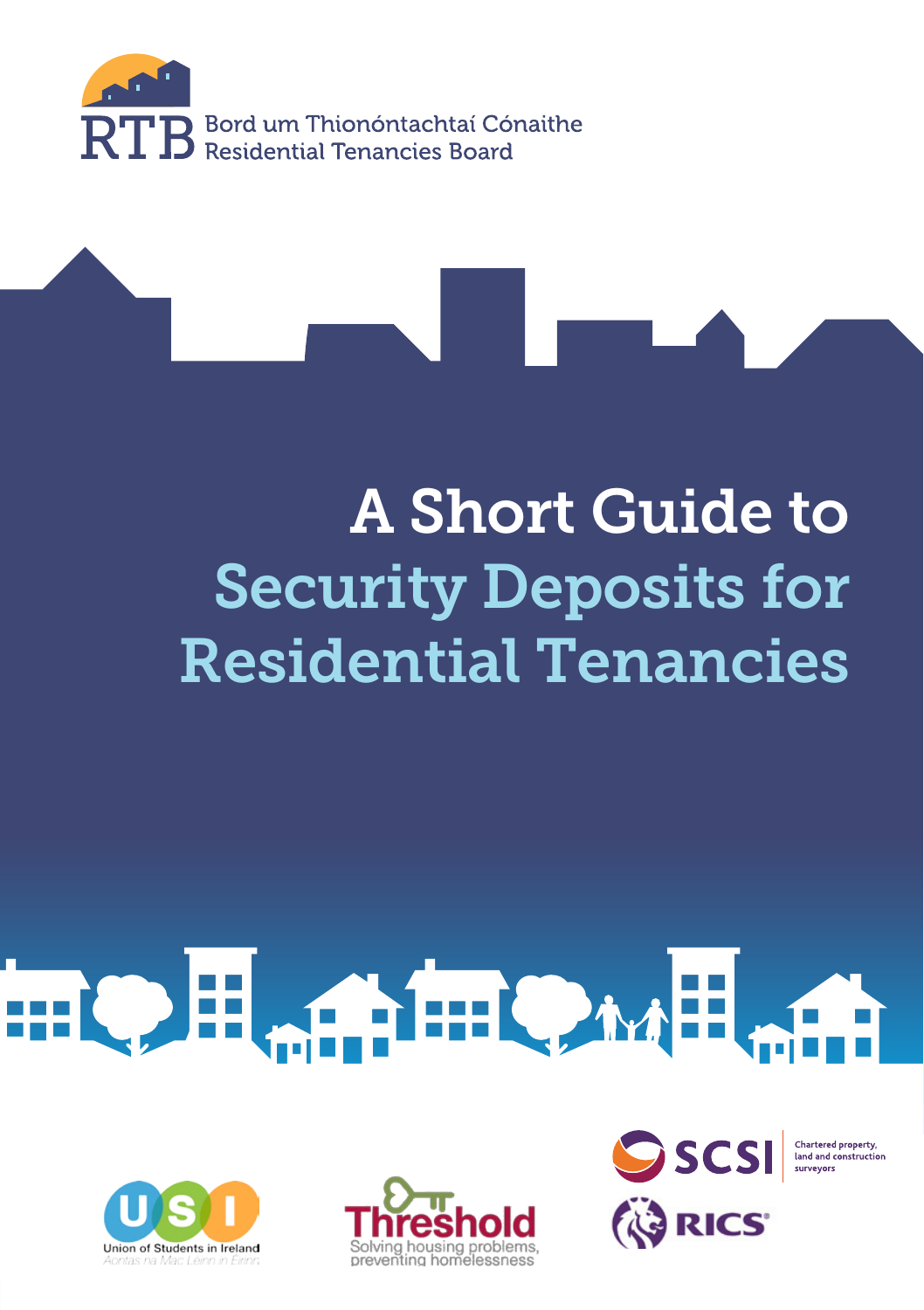RTB Bord um Thionóntachtaí Cónaithe
Residential Tenancies Board

# A Short Guide to Security Deposits for Residential Tenancies

Union of Students in Ireland
Aontas na Mac Léinn in Éirinn

Threshold
Solving housing problems, preventing homelessness

SCSI
Chartered property, land and construction surveyors

RICS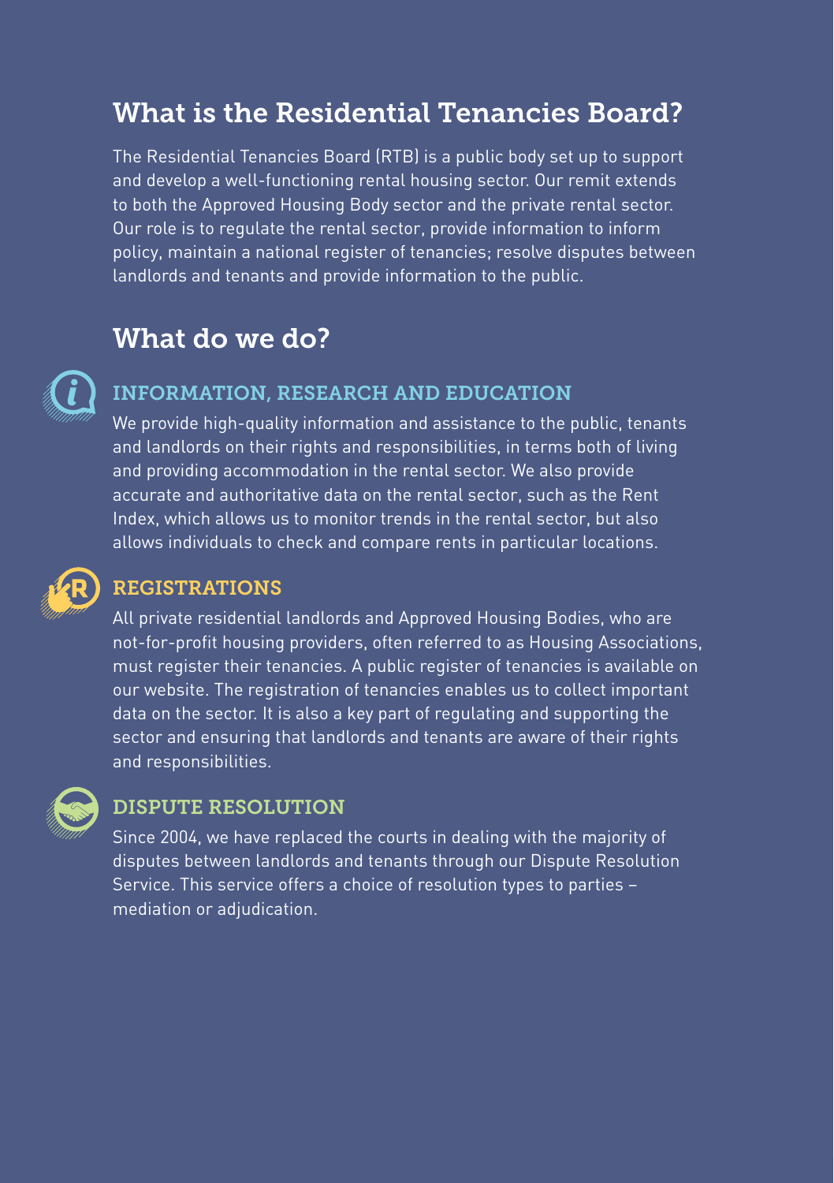## What is the Residential Tenancies Board?

The Residential Tenancies Board (RTB) is a public body set up to support and develop a well-functioning rental housing sector. Our remit extends to both the Approved Housing Body sector and the private rental sector. Our role is to regulate the rental sector, provide information to inform policy, maintain a national register of tenancies; resolve disputes between landlords and tenants and provide information to the public.

## What do we do?

### INFORMATION, RESEARCH AND EDUCATION

We provide high-quality information and assistance to the public, tenants and landlords on their rights and responsibilities, in terms both of living and providing accommodation in the rental sector. We also provide accurate and authoritative data on the rental sector, such as the Rent Index, which allows us to monitor trends in the rental sector, but also allows individuals to check and compare rents in particular locations.

### REGISTRATIONS

All private residential landlords and Approved Housing Bodies, who are not-for-profit housing providers, often referred to as Housing Associations, must register their tenancies. A public register of tenancies is available on our website. The registration of tenancies enables us to collect important data on the sector. It is also a key part of regulating and supporting the sector and ensuring that landlords and tenants are aware of their rights and responsibilities.

### DISPUTE RESOLUTION

Since 2004, we have replaced the courts in dealing with the majority of disputes between landlords and tenants through our Dispute Resolution Service. This service offers a choice of resolution types to parties – mediation or adjudication.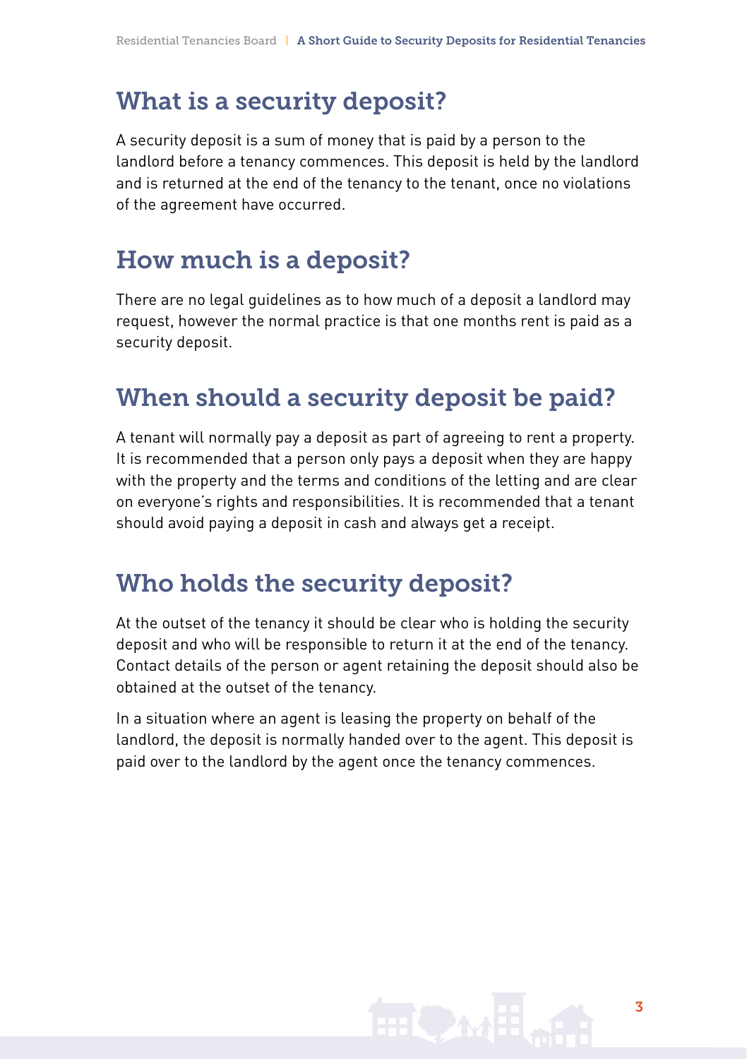## What is a security deposit?

A security deposit is a sum of money that is paid by a person to the landlord before a tenancy commences. This deposit is held by the landlord and is returned at the end of the tenancy to the tenant, once no violations of the agreement have occurred.

## How much is a deposit?

There are no legal guidelines as to how much of a deposit a landlord may request, however the normal practice is that one months rent is paid as a security deposit.

## When should a security deposit be paid?

A tenant will normally pay a deposit as part of agreeing to rent a property. It is recommended that a person only pays a deposit when they are happy with the property and the terms and conditions of the letting and are clear on everyone's rights and responsibilities. It is recommended that a tenant should avoid paying a deposit in cash and always get a receipt.

## Who holds the security deposit?

At the outset of the tenancy it should be clear who is holding the security deposit and who will be responsible to return it at the end of the tenancy. Contact details of the person or agent retaining the deposit should also be obtained at the outset of the tenancy.

In a situation where an agent is leasing the property on behalf of the landlord, the deposit is normally handed over to the agent. This deposit is paid over to the landlord by the agent once the tenancy commences.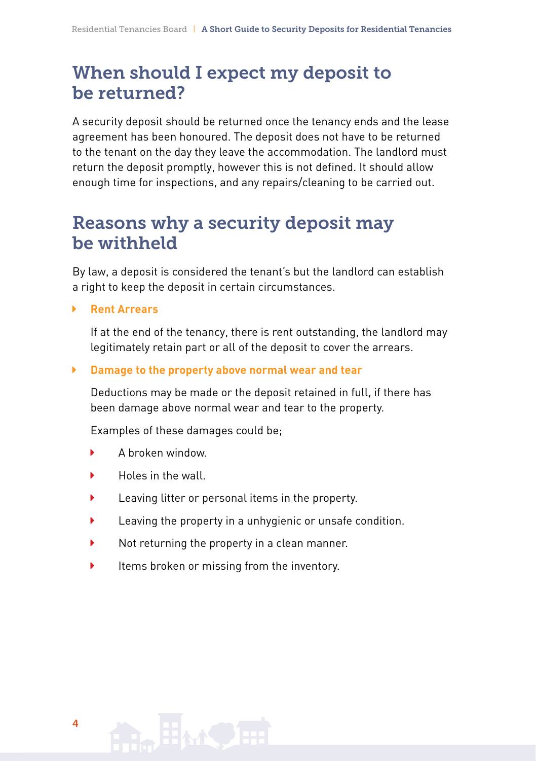## When should I expect my deposit to be returned?

A security deposit should be returned once the tenancy ends and the lease agreement has been honoured. The deposit does not have to be returned to the tenant on the day they leave the accommodation. The landlord must return the deposit promptly, however this is not defined. It should allow enough time for inspections, and any repairs/cleaning to be carried out.

## Reasons why a security deposit may be withheld

By law, a deposit is considered the tenant's but the landlord can establish a right to keep the deposit in certain circumstances.

- **Rent Arrears**

  If at the end of the tenancy, there is rent outstanding, the landlord may legitimately retain part or all of the deposit to cover the arrears.

- **Damage to the property above normal wear and tear**

  Deductions may be made or the deposit retained in full, if there has been damage above normal wear and tear to the property.

  Examples of these damages could be;

  - A broken window.
  - Holes in the wall.
  - Leaving litter or personal items in the property.
  - Leaving the property in a unhygienic or unsafe condition.
  - Not returning the property in a clean manner.
  - Items broken or missing from the inventory.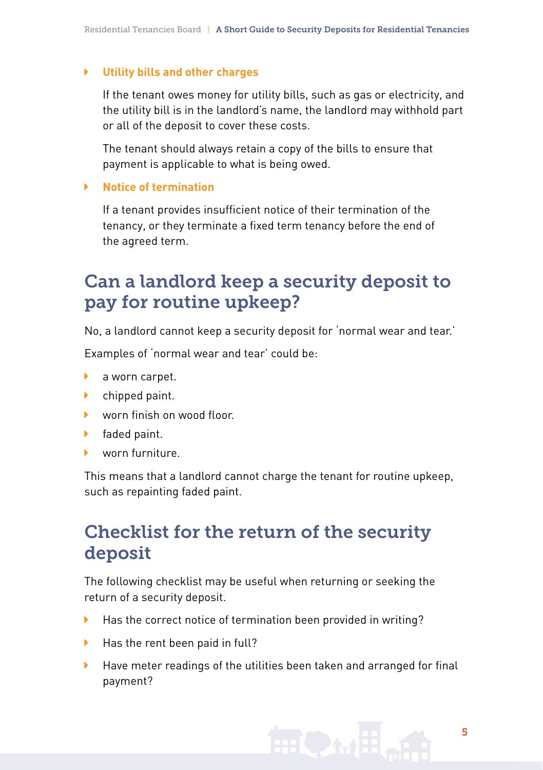- **Utility bills and other charges**

  If the tenant owes money for utility bills, such as gas or electricity, and the utility bill is in the landlord's name, the landlord may withhold part or all of the deposit to cover these costs.

  The tenant should always retain a copy of the bills to ensure that payment is applicable to what is being owed.

- **Notice of termination**

  If a tenant provides insufficient notice of their termination of the tenancy, or they terminate a fixed term tenancy before the end of the agreed term.

## Can a landlord keep a security deposit to pay for routine upkeep?

No, a landlord cannot keep a security deposit for 'normal wear and tear.'

Examples of 'normal wear and tear' could be:

- a worn carpet.
- chipped paint.
- worn finish on wood floor.
- faded paint.
- worn furniture.

This means that a landlord cannot charge the tenant for routine upkeep, such as repainting faded paint.

## Checklist for the return of the security deposit

The following checklist may be useful when returning or seeking the return of a security deposit.

- Has the correct notice of termination been provided in writing?
- Has the rent been paid in full?
- Have meter readings of the utilities been taken and arranged for final payment?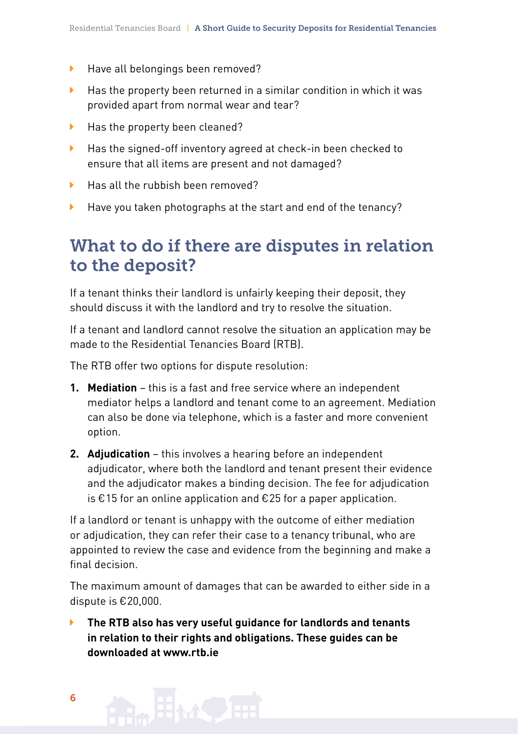- Have all belongings been removed?
- Has the property been returned in a similar condition in which it was provided apart from normal wear and tear?
- Has the property been cleaned?
- Has the signed-off inventory agreed at check-in been checked to ensure that all items are present and not damaged?
- Has all the rubbish been removed?
- Have you taken photographs at the start and end of the tenancy?

## What to do if there are disputes in relation to the deposit?

If a tenant thinks their landlord is unfairly keeping their deposit, they should discuss it with the landlord and try to resolve the situation.

If a tenant and landlord cannot resolve the situation an application may be made to the Residential Tenancies Board (RTB).

The RTB offer two options for dispute resolution:

1. **Mediation** – this is a fast and free service where an independent mediator helps a landlord and tenant come to an agreement. Mediation can also be done via telephone, which is a faster and more convenient option.
2. **Adjudication** – this involves a hearing before an independent adjudicator, where both the landlord and tenant present their evidence and the adjudicator makes a binding decision. The fee for adjudication is €15 for an online application and €25 for a paper application.

If a landlord or tenant is unhappy with the outcome of either mediation or adjudication, they can refer their case to a tenancy tribunal, who are appointed to review the case and evidence from the beginning and make a final decision.

The maximum amount of damages that can be awarded to either side in a dispute is €20,000.

- **The RTB also has very useful guidance for landlords and tenants in relation to their rights and obligations. These guides can be downloaded at www.rtb.ie**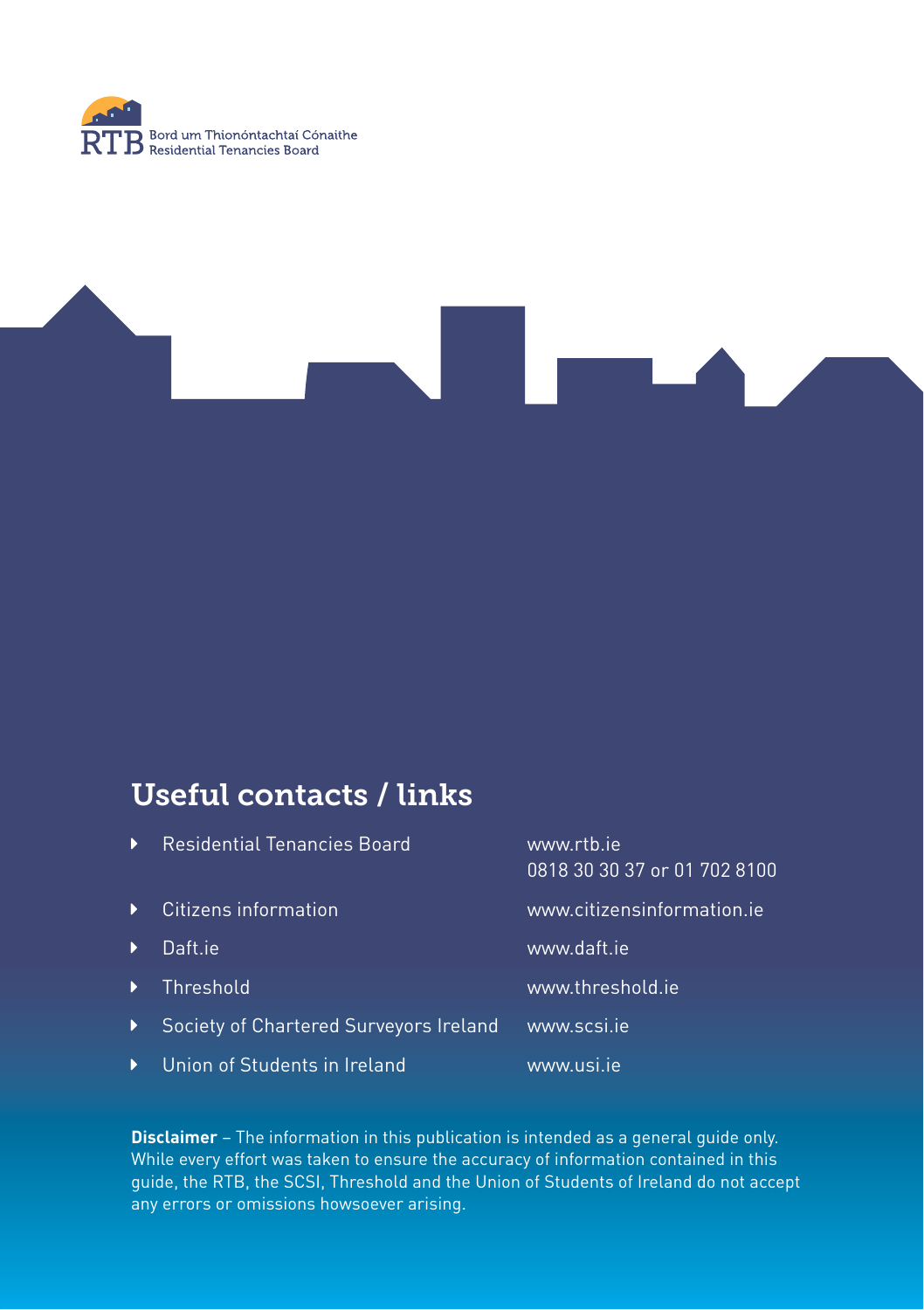Bord um Thionóntachtaí Cónaithe
Residential Tenancies Board

## Useful contacts / links

| | |
|---|---|
| Residential Tenancies Board | www.rtb.ie<br>0818 30 30 37 or 01 702 8100 |
| Citizens information | www.citizensinformation.ie |
| Daft.ie | www.daft.ie |
| Threshold | www.threshold.ie |
| Society of Chartered Surveyors Ireland | www.scsi.ie |
| Union of Students in Ireland | www.usi.ie |

**Disclaimer** – The information in this publication is intended as a general guide only. While every effort was taken to ensure the accuracy of information contained in this guide, the RTB, the SCSI, Threshold and the Union of Students of Ireland do not accept any errors or omissions howsoever arising.